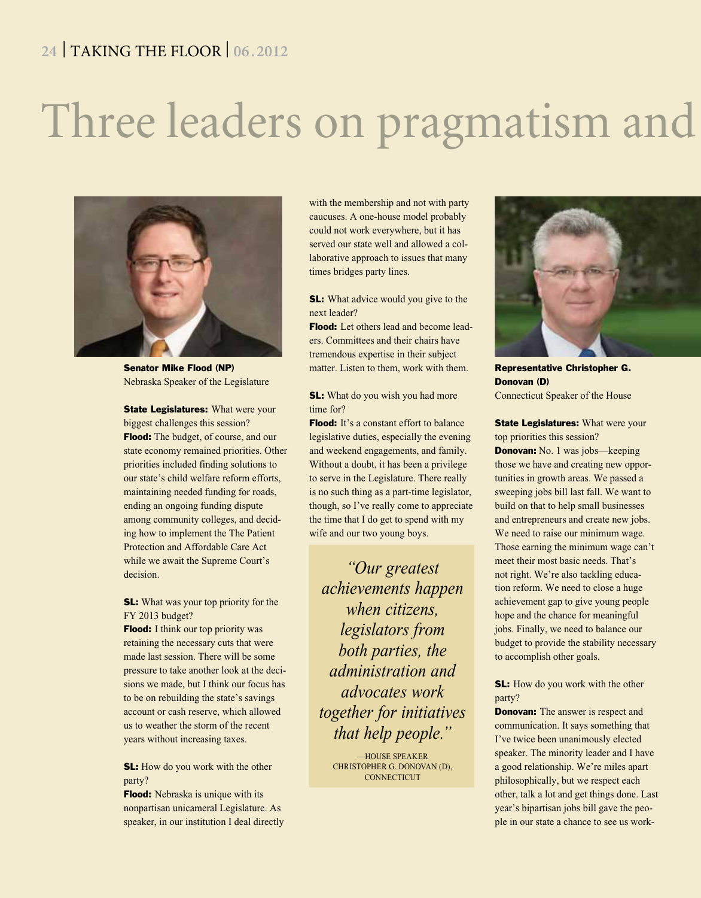# Three leaders on pragmatism and

**Senator Mike Flood (NP)**
Nebraska Speaker of the Legislature

**State Legislatures:** What were your biggest challenges this session?
**Flood:** The budget, of course, and our state economy remained priorities. Other priorities included finding solutions to our state's child welfare reform efforts, maintaining needed funding for roads, ending an ongoing funding dispute among community colleges, and deciding how to implement the The Patient Protection and Affordable Care Act while we await the Supreme Court's decision.

**SL:** What was your top priority for the FY 2013 budget?
**Flood:** I think our top priority was retaining the necessary cuts that were made last session. There will be some pressure to take another look at the decisions we made, but I think our focus has to be on rebuilding the state's savings account or cash reserve, which allowed us to weather the storm of the recent years without increasing taxes.

**SL:** How do you work with the other party?
**Flood:** Nebraska is unique with its nonpartisan unicameral Legislature. As speaker, in our institution I deal directly with the membership and not with party caucuses. A one-house model probably could not work everywhere, but it has served our state well and allowed a collaborative approach to issues that many times bridges party lines.

**SL:** What advice would you give to the next leader?
**Flood:** Let others lead and become leaders. Committees and their chairs have tremendous expertise in their subject matter. Listen to them, work with them.

**SL:** What do you wish you had more time for?
**Flood:** It's a constant effort to balance legislative duties, especially the evening and weekend engagements, and family. Without a doubt, it has been a privilege to serve in the Legislature. There really is no such thing as a part-time legislator, though, so I've really come to appreciate the time that I do get to spend with my wife and our two young boys.

> *"Our greatest achievements happen when citizens, legislators from both parties, the administration and advocates work together for initiatives that help people."*
>
> —HOUSE SPEAKER CHRISTOPHER G. DONOVAN (D), CONNECTICUT

**Representative Christopher G. Donovan (D)**
Connecticut Speaker of the House

**State Legislatures:** What were your top priorities this session?
**Donovan:** No. 1 was jobs—keeping those we have and creating new opportunities in growth areas. We passed a sweeping jobs bill last fall. We want to build on that to help small businesses and entrepreneurs and create new jobs. We need to raise our minimum wage. Those earning the minimum wage can't meet their most basic needs. That's not right. We're also tackling education reform. We need to close a huge achievement gap to give young people hope and the chance for meaningful jobs. Finally, we need to balance our budget to provide the stability necessary to accomplish other goals.

**SL:** How do you work with the other party?
**Donovan:** The answer is respect and communication. It says something that I've twice been unanimously elected speaker. The minority leader and I have a good relationship. We're miles apart philosophically, but we respect each other, talk a lot and get things done. Last year's bipartisan jobs bill gave the people in our state a chance to see us work-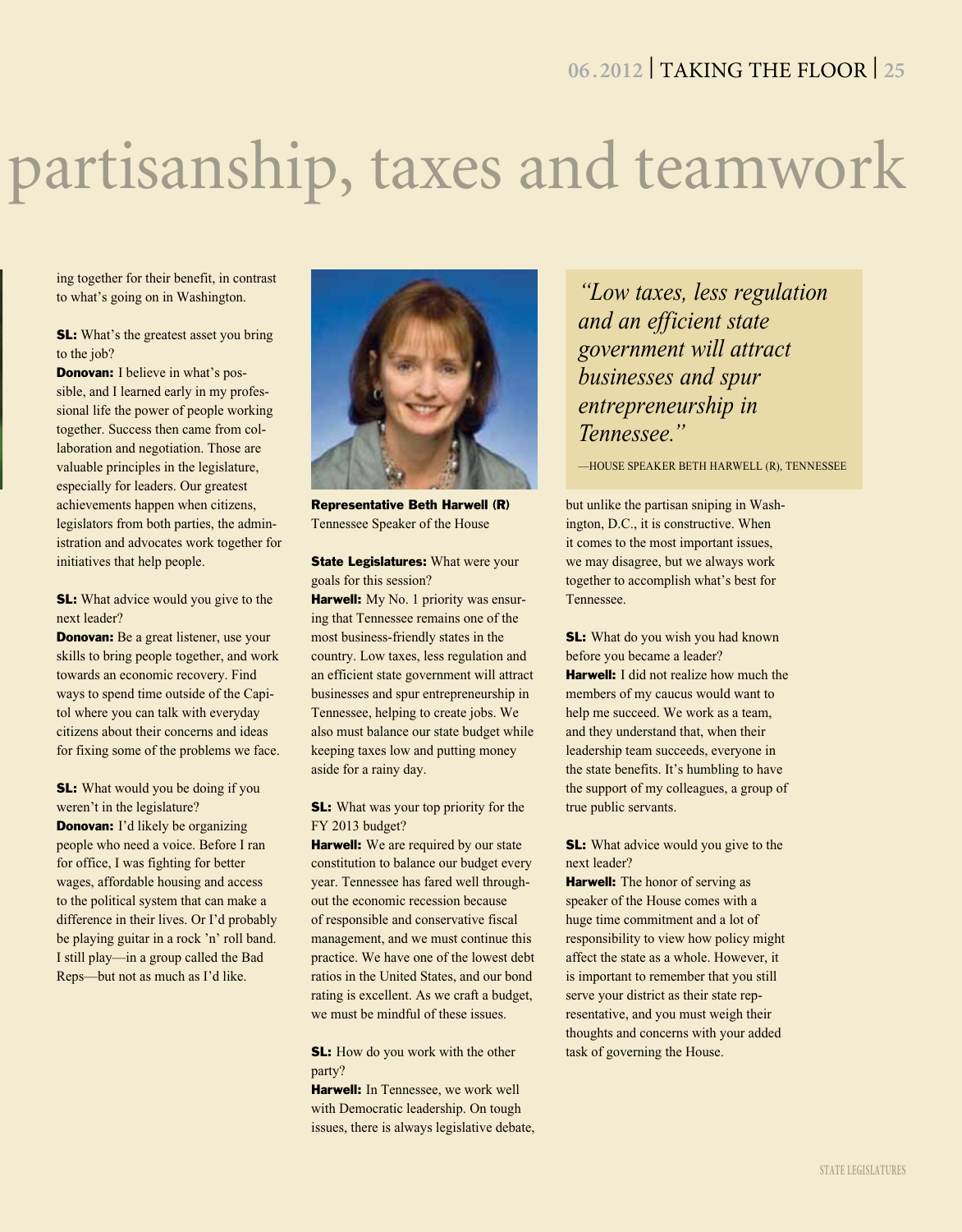# partisanship, taxes and teamwork

ing together for their benefit, in contrast to what's going on in Washington.

**SL:** What's the greatest asset you bring to the job?

**Donovan:** I believe in what's possible, and I learned early in my professional life the power of people working together. Success then came from collaboration and negotiation. Those are valuable principles in the legislature, especially for leaders. Our greatest achievements happen when citizens, legislators from both parties, the administration and advocates work together for initiatives that help people.

**SL:** What advice would you give to the next leader?

**Donovan:** Be a great listener, use your skills to bring people together, and work towards an economic recovery. Find ways to spend time outside of the Capitol where you can talk with everyday citizens about their concerns and ideas for fixing some of the problems we face.

**SL:** What would you be doing if you weren't in the legislature?

**Donovan:** I'd likely be organizing people who need a voice. Before I ran for office, I was fighting for better wages, affordable housing and access to the political system that can make a difference in their lives. Or I'd probably be playing guitar in a rock 'n' roll band. I still play—in a group called the Bad Reps—but not as much as I'd like.

**Representative Beth Harwell (R)**
Tennessee Speaker of the House

**State Legislatures:** What were your goals for this session?

**Harwell:** My No. 1 priority was ensuring that Tennessee remains one of the most business-friendly states in the country. Low taxes, less regulation and an efficient state government will attract businesses and spur entrepreneurship in Tennessee, helping to create jobs. We also must balance our state budget while keeping taxes low and putting money aside for a rainy day.

**SL:** What was your top priority for the FY 2013 budget?

**Harwell:** We are required by our state constitution to balance our budget every year. Tennessee has fared well throughout the economic recession because of responsible and conservative fiscal management, and we must continue this practice. We have one of the lowest debt ratios in the United States, and our bond rating is excellent. As we craft a budget, we must be mindful of these issues.

**SL:** How do you work with the other party?

**Harwell:** In Tennessee, we work well with Democratic leadership. On tough issues, there is always legislative debate, but unlike the partisan sniping in Washington, D.C., it is constructive. When it comes to the most important issues, we may disagree, but we always work together to accomplish what's best for Tennessee.

> *"Low taxes, less regulation and an efficient state government will attract businesses and spur entrepreneurship in Tennessee."*
>
> —HOUSE SPEAKER BETH HARWELL (R), TENNESSEE

**SL:** What do you wish you had known before you became a leader?

**Harwell:** I did not realize how much the members of my caucus would want to help me succeed. We work as a team, and they understand that, when their leadership team succeeds, everyone in the state benefits. It's humbling to have the support of my colleagues, a group of true public servants.

**SL:** What advice would you give to the next leader?

**Harwell:** The honor of serving as speaker of the House comes with a huge time commitment and a lot of responsibility to view how policy might affect the state as a whole. However, it is important to remember that you still serve your district as their state representative, and you must weigh their thoughts and concerns with your added task of governing the House.